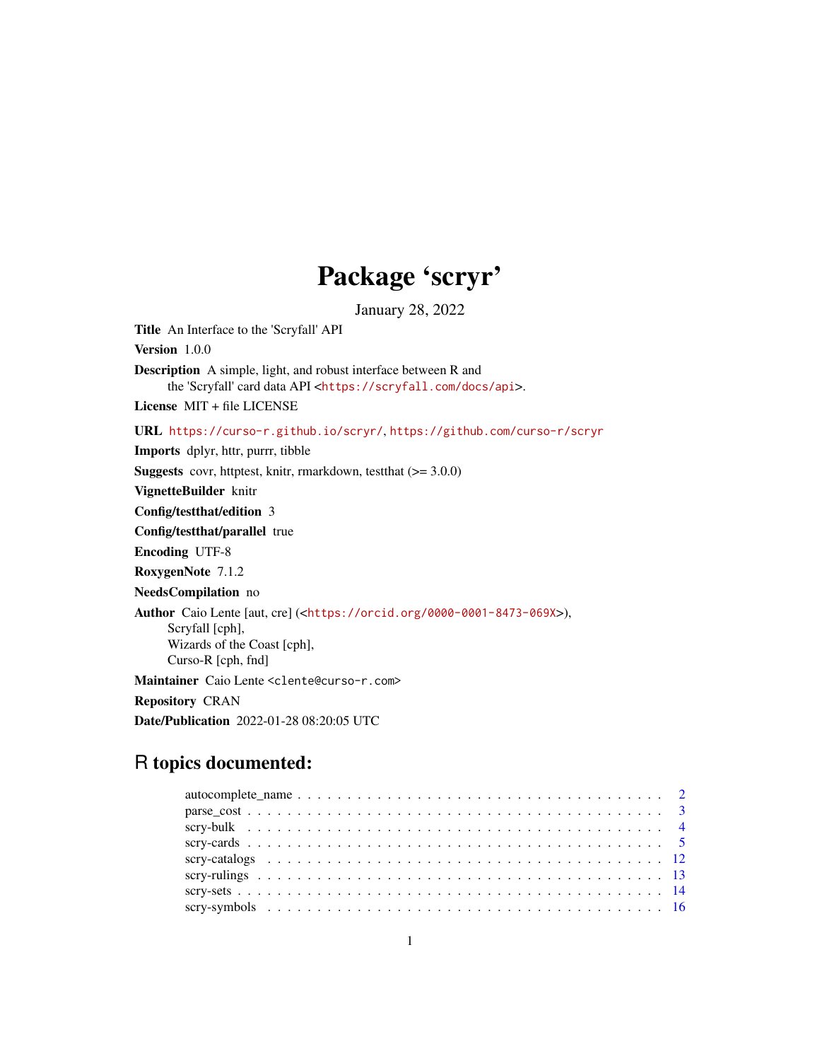# Package 'scryr'

January 28, 2022

**Title** An Interface to the 'Scryfall' API

**Version** 1.0.0

**Description** A simple, light, and robust interface between R and the 'Scryfall' card data API <https://scryfall.com/docs/api>.

**License** MIT + file LICENSE

**URL** https://curso-r.github.io/scryr/, https://github.com/curso-r/scryr

**Imports** dplyr, httr, purrr, tibble

**Suggests** covr, httptest, knitr, rmarkdown, testthat (>= 3.0.0)

**VignetteBuilder** knitr

**Config/testthat/edition** 3

**Config/testthat/parallel** true

**Encoding** UTF-8

**RoxygenNote** 7.1.2

**NeedsCompilation** no

**Author** Caio Lente [aut, cre] (<https://orcid.org/0000-0001-8473-069X>), Scryfall [cph], Wizards of the Coast [cph], Curso-R [cph, fnd]

**Maintainer** Caio Lente <clente@curso-r.com>

**Repository** CRAN

**Date/Publication** 2022-01-28 08:20:05 UTC

## R topics documented:

- autocomplete_name . . . . . . . . . . . . . . . . . . . . . . . . . . . . . . . . . . . . 2
- parse_cost . . . . . . . . . . . . . . . . . . . . . . . . . . . . . . . . . . . . . . . . 3
- scry-bulk . . . . . . . . . . . . . . . . . . . . . . . . . . . . . . . . . . . . . . . . 4
- scry-cards . . . . . . . . . . . . . . . . . . . . . . . . . . . . . . . . . . . . . . . . 5
- scry-catalogs . . . . . . . . . . . . . . . . . . . . . . . . . . . . . . . . . . . . . . 12
- scry-rulings . . . . . . . . . . . . . . . . . . . . . . . . . . . . . . . . . . . . . . . 13
- scry-sets . . . . . . . . . . . . . . . . . . . . . . . . . . . . . . . . . . . . . . . . 14
- scry-symbols . . . . . . . . . . . . . . . . . . . . . . . . . . . . . . . . . . . . . . 16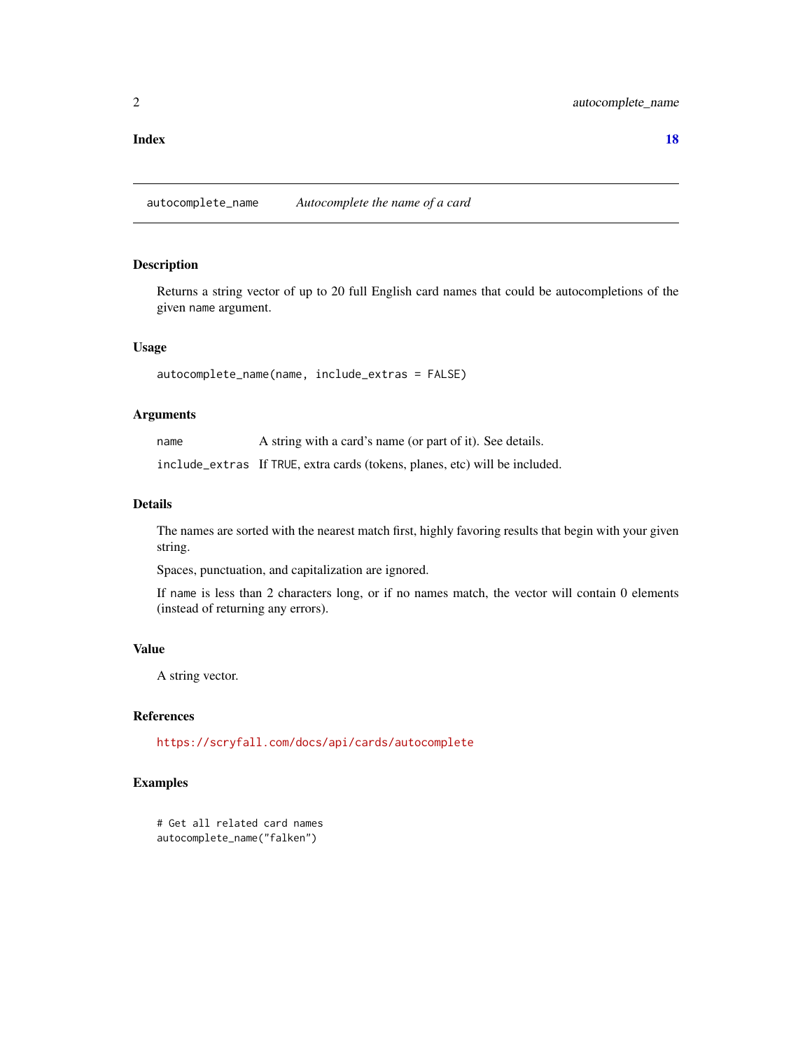**Index** **18**

## autocomplete_name *Autocomplete the name of a card*

### Description

Returns a string vector of up to 20 full English card names that could be autocompletions of the given `name` argument.

### Usage

```
autocomplete_name(name, include_extras = FALSE)
```

### Arguments

| | |
|---|---|
| `name` | A string with a card's name (or part of it). See details. |
| `include_extras` | If `TRUE`, extra cards (tokens, planes, etc) will be included. |

### Details

The names are sorted with the nearest match first, highly favoring results that begin with your given string.

Spaces, punctuation, and capitalization are ignored.

If `name` is less than 2 characters long, or if no names match, the vector will contain 0 elements (instead of returning any errors).

### Value

A string vector.

### References

https://scryfall.com/docs/api/cards/autocomplete

### Examples

```
# Get all related card names
autocomplete_name("falken")
```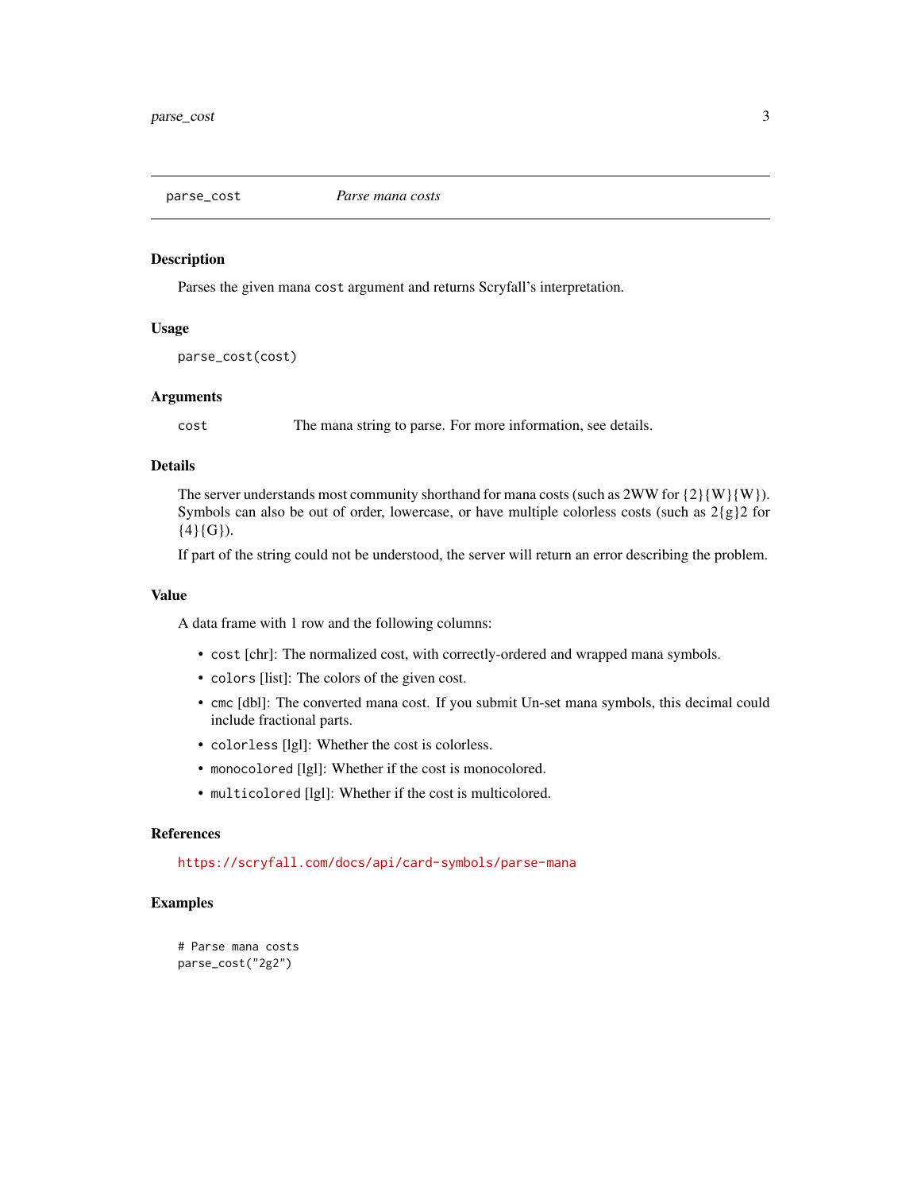## parse_cost — *Parse mana costs*

### Description

Parses the given mana `cost` argument and returns Scryfall's interpretation.

### Usage

```
parse_cost(cost)
```

### Arguments

`cost` — The mana string to parse. For more information, see details.

### Details

The server understands most community shorthand for mana costs (such as 2WW for {2}{W}{W}). Symbols can also be out of order, lowercase, or have multiple colorless costs (such as 2{g}2 for {4}{G}).

If part of the string could not be understood, the server will return an error describing the problem.

### Value

A data frame with 1 row and the following columns:

- `cost` [chr]: The normalized cost, with correctly-ordered and wrapped mana symbols.
- `colors` [list]: The colors of the given cost.
- `cmc` [dbl]: The converted mana cost. If you submit Un-set mana symbols, this decimal could include fractional parts.
- `colorless` [lgl]: Whether the cost is colorless.
- `monocolored` [lgl]: Whether if the cost is monocolored.
- `multicolored` [lgl]: Whether if the cost is multicolored.

### References

https://scryfall.com/docs/api/card-symbols/parse-mana

### Examples

```
# Parse mana costs
parse_cost("2g2")
```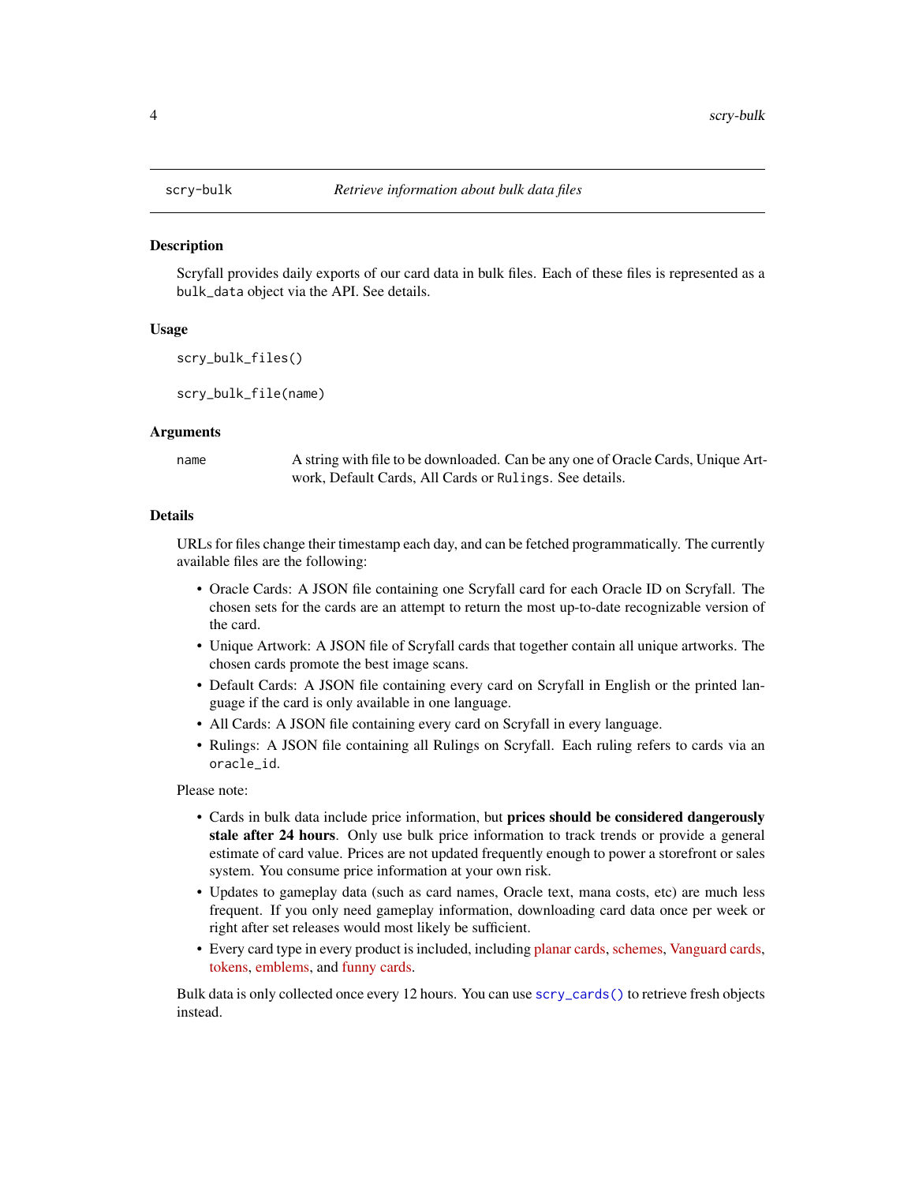# scry-bulk — *Retrieve information about bulk data files*

## Description

Scryfall provides daily exports of our card data in bulk files. Each of these files is represented as a `bulk_data` object via the API. See details.

## Usage

```
scry_bulk_files()

scry_bulk_file(name)
```

## Arguments

| | |
|---|---|
| name | A string with file to be downloaded. Can be any one of Oracle Cards, Unique Artwork, Default Cards, All Cards or `Rulings`. See details. |

## Details

URLs for files change their timestamp each day, and can be fetched programmatically. The currently available files are the following:

- Oracle Cards: A JSON file containing one Scryfall card for each Oracle ID on Scryfall. The chosen sets for the cards are an attempt to return the most up-to-date recognizable version of the card.
- Unique Artwork: A JSON file of Scryfall cards that together contain all unique artworks. The chosen cards promote the best image scans.
- Default Cards: A JSON file containing every card on Scryfall in English or the printed language if the card is only available in one language.
- All Cards: A JSON file containing every card on Scryfall in every language.
- Rulings: A JSON file containing all Rulings on Scryfall. Each ruling refers to cards via an `oracle_id`.

Please note:

- Cards in bulk data include price information, but **prices should be considered dangerously stale after 24 hours**. Only use bulk price information to track trends or provide a general estimate of card value. Prices are not updated frequently enough to power a storefront or sales system. You consume price information at your own risk.
- Updates to gameplay data (such as card names, Oracle text, mana costs, etc) are much less frequent. If you only need gameplay information, downloading card data once per week or right after set releases would most likely be sufficient.
- Every card type in every product is included, including planar cards, schemes, Vanguard cards, tokens, emblems, and funny cards.

Bulk data is only collected once every 12 hours. You can use `scry_cards()` to retrieve fresh objects instead.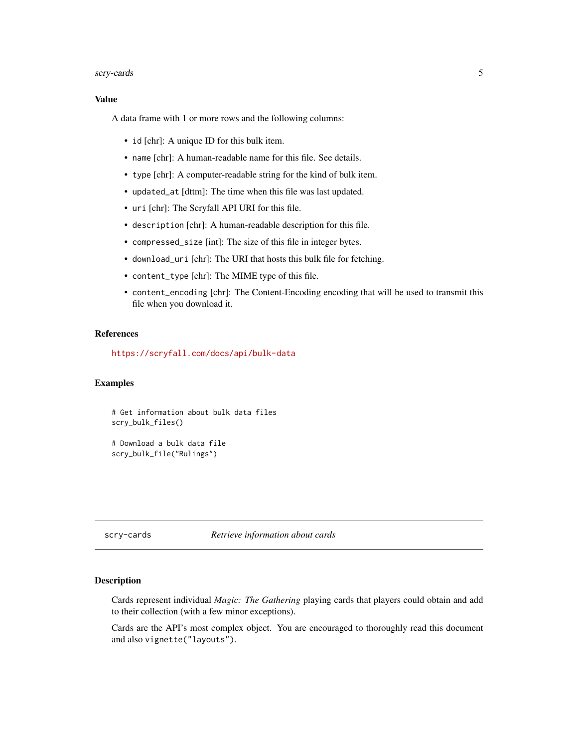### Value

A data frame with 1 or more rows and the following columns:

- `id` [chr]: A unique ID for this bulk item.
- `name` [chr]: A human-readable name for this file. See details.
- `type` [chr]: A computer-readable string for the kind of bulk item.
- `updated_at` [dttm]: The time when this file was last updated.
- `uri` [chr]: The Scryfall API URI for this file.
- `description` [chr]: A human-readable description for this file.
- `compressed_size` [int]: The size of this file in integer bytes.
- `download_uri` [chr]: The URI that hosts this bulk file for fetching.
- `content_type` [chr]: The MIME type of this file.
- `content_encoding` [chr]: The Content-Encoding encoding that will be used to transmit this file when you download it.

### References

https://scryfall.com/docs/api/bulk-data

### Examples

```
# Get information about bulk data files
scry_bulk_files()

# Download a bulk data file
scry_bulk_file("Rulings")
```

---

## scry-cards    *Retrieve information about cards*

---

### Description

Cards represent individual *Magic: The Gathering* playing cards that players could obtain and add to their collection (with a few minor exceptions).

Cards are the API's most complex object. You are encouraged to thoroughly read this document and also `vignette("layouts")`.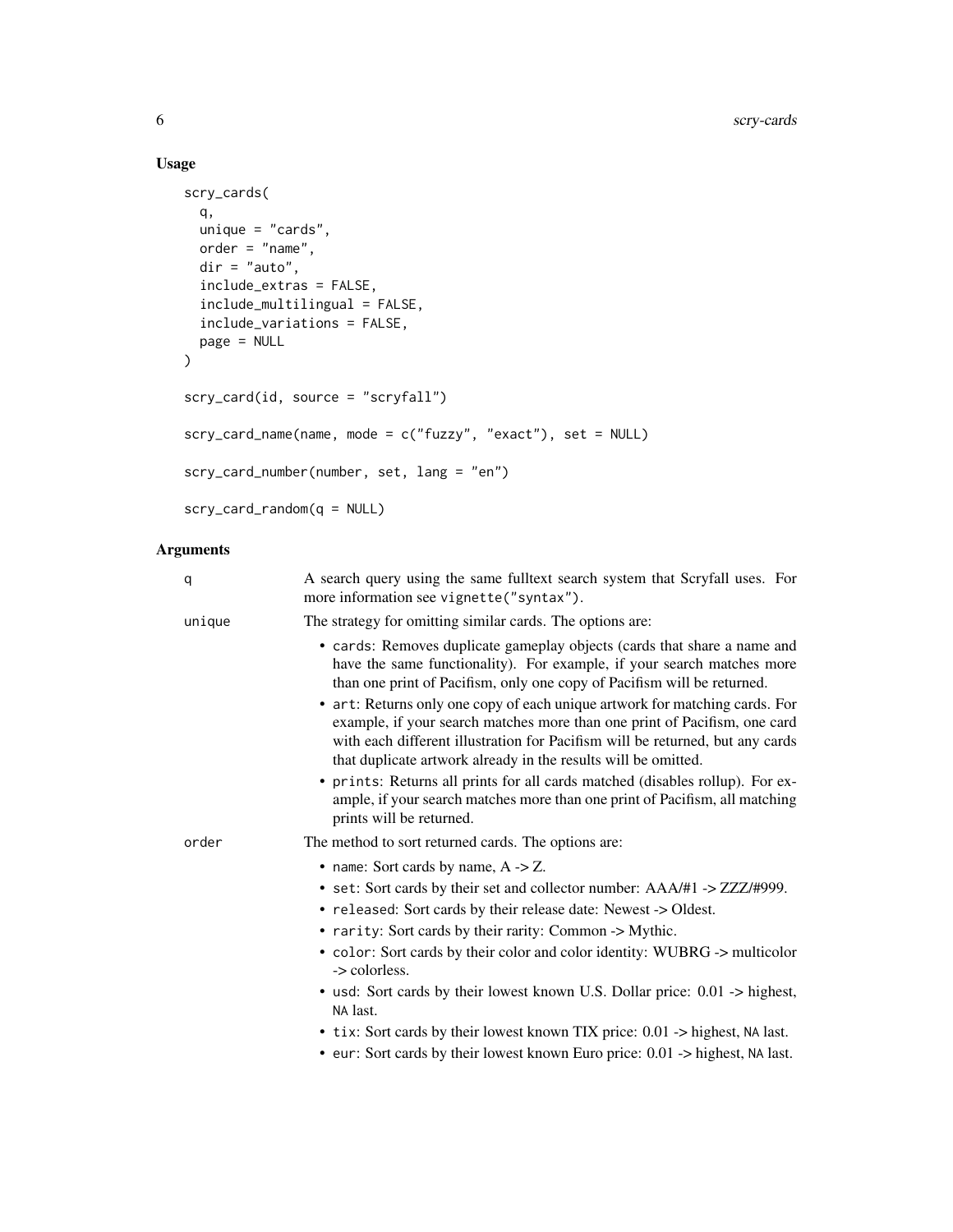## Usage

```
scry_cards(
  q,
  unique = "cards",
  order = "name",
  dir = "auto",
  include_extras = FALSE,
  include_multilingual = FALSE,
  include_variations = FALSE,
  page = NULL
)

scry_card(id, source = "scryfall")

scry_card_name(name, mode = c("fuzzy", "exact"), set = NULL)

scry_card_number(number, set, lang = "en")

scry_card_random(q = NULL)
```

## Arguments

`q` — A search query using the same fulltext search system that Scryfall uses. For more information see `vignette("syntax")`.

`unique` — The strategy for omitting similar cards. The options are:

- `cards`: Removes duplicate gameplay objects (cards that share a name and have the same functionality). For example, if your search matches more than one print of Pacifism, only one copy of Pacifism will be returned.
- `art`: Returns only one copy of each unique artwork for matching cards. For example, if your search matches more than one print of Pacifism, one card with each different illustration for Pacifism will be returned, but any cards that duplicate artwork already in the results will be omitted.
- `prints`: Returns all prints for all cards matched (disables rollup). For example, if your search matches more than one print of Pacifism, all matching prints will be returned.

`order` — The method to sort returned cards. The options are:

- `name`: Sort cards by name, A -> Z.
- `set`: Sort cards by their set and collector number: AAA/#1 -> ZZZ/#999.
- `released`: Sort cards by their release date: Newest -> Oldest.
- `rarity`: Sort cards by their rarity: Common -> Mythic.
- `color`: Sort cards by their color and color identity: WUBRG -> multicolor -> colorless.
- `usd`: Sort cards by their lowest known U.S. Dollar price: 0.01 -> highest, `NA` last.
- `tix`: Sort cards by their lowest known TIX price: 0.01 -> highest, `NA` last.
- `eur`: Sort cards by their lowest known Euro price: 0.01 -> highest, `NA` last.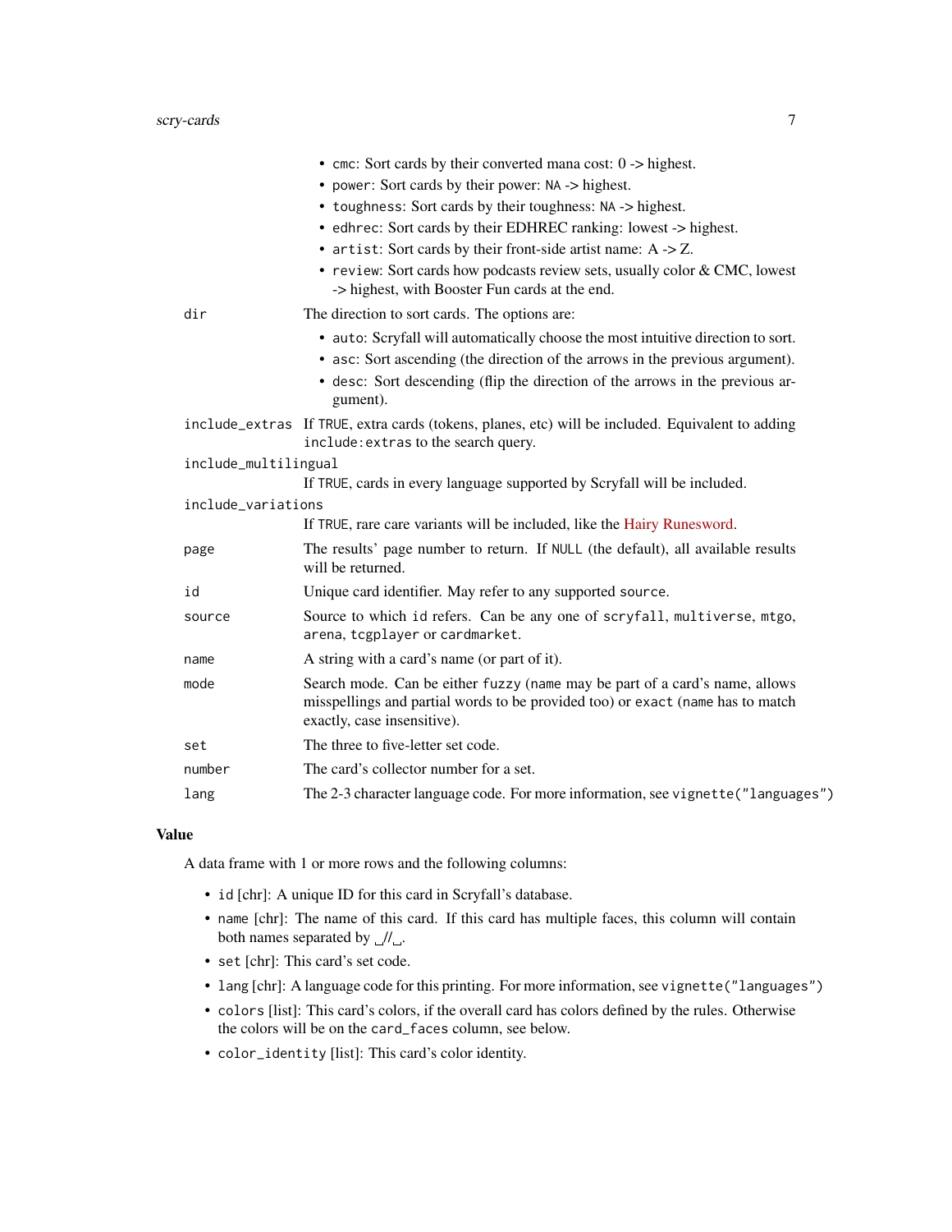- `cmc`: Sort cards by their converted mana cost: 0 -> highest.
- `power`: Sort cards by their power: `NA` -> highest.
- `toughness`: Sort cards by their toughness: `NA` -> highest.
- `edhrec`: Sort cards by their EDHREC ranking: lowest -> highest.
- `artist`: Sort cards by their front-side artist name: A -> Z.
- `review`: Sort cards how podcasts review sets, usually color & CMC, lowest -> highest, with Booster Fun cards at the end.

`dir` The direction to sort cards. The options are:

- `auto`: Scryfall will automatically choose the most intuitive direction to sort.
- `asc`: Sort ascending (the direction of the arrows in the previous argument).
- `desc`: Sort descending (flip the direction of the arrows in the previous argument).

`include_extras` If `TRUE`, extra cards (tokens, planes, etc) will be included. Equivalent to adding `include:extras` to the search query.

`include_multilingual`
If `TRUE`, cards in every language supported by Scryfall will be included.

`include_variations`
If `TRUE`, rare care variants will be included, like the Hairy Runesword.

`page` The results' page number to return. If `NULL` (the default), all available results will be returned.

`id` Unique card identifier. May refer to any supported `source`.

`source` Source to which `id` refers. Can be any one of `scryfall`, `multiverse`, `mtgo`, `arena`, `tcgplayer` or `cardmarket`.

`name` A string with a card's name (or part of it).

`mode` Search mode. Can be either `fuzzy` (`name` may be part of a card's name, allows misspellings and partial words to be provided too) or `exact` (`name` has to match exactly, case insensitive).

`set` The three to five-letter set code.

`number` The card's collector number for a set.

`lang` The 2-3 character language code. For more information, see `vignette("languages")`

## Value

A data frame with 1 or more rows and the following columns:

- `id` [chr]: A unique ID for this card in Scryfall's database.
- `name` [chr]: The name of this card. If this card has multiple faces, this column will contain both names separated by ␣//␣.
- `set` [chr]: This card's set code.
- `lang` [chr]: A language code for this printing. For more information, see `vignette("languages")`
- `colors` [list]: This card's colors, if the overall card has colors defined by the rules. Otherwise the colors will be on the `card_faces` column, see below.
- `color_identity` [list]: This card's color identity.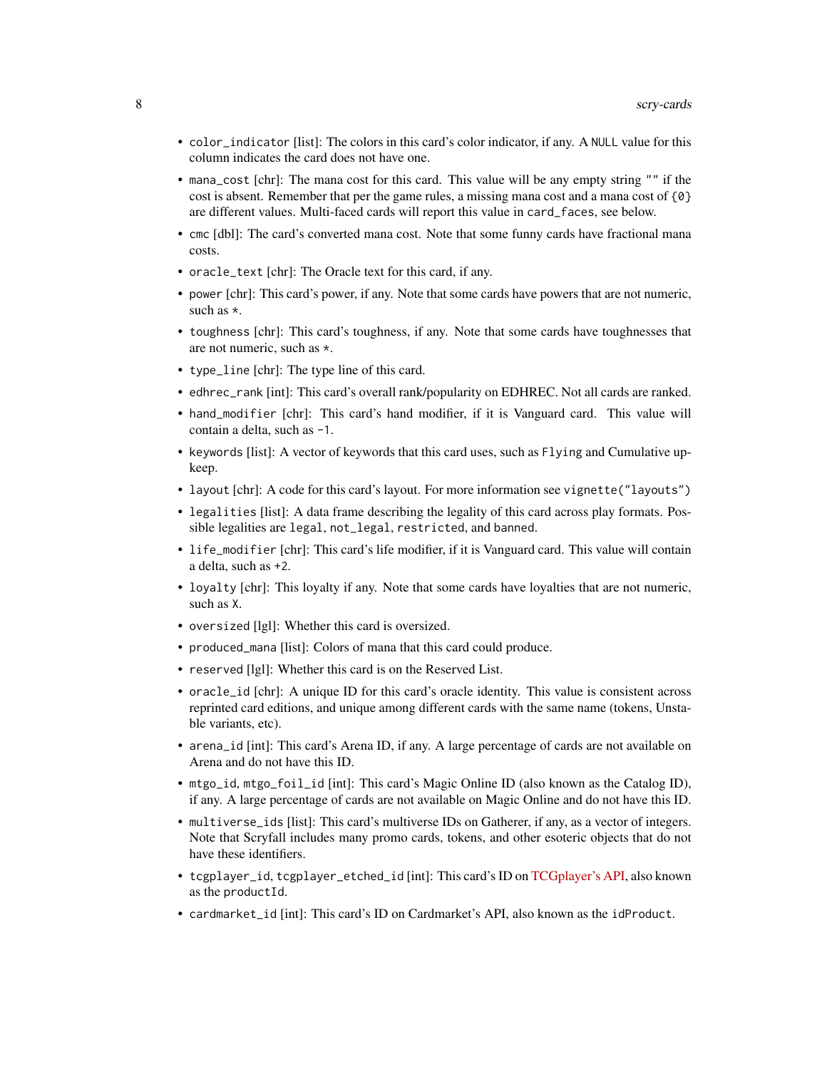- `color_indicator` [list]: The colors in this card's color indicator, if any. A `NULL` value for this column indicates the card does not have one.
- `mana_cost` [chr]: The mana cost for this card. This value will be any empty string `""` if the cost is absent. Remember that per the game rules, a missing mana cost and a mana cost of `{0}` are different values. Multi-faced cards will report this value in `card_faces`, see below.
- `cmc` [dbl]: The card's converted mana cost. Note that some funny cards have fractional mana costs.
- `oracle_text` [chr]: The Oracle text for this card, if any.
- `power` [chr]: This card's power, if any. Note that some cards have powers that are not numeric, such as `*`.
- `toughness` [chr]: This card's toughness, if any. Note that some cards have toughnesses that are not numeric, such as `*`.
- `type_line` [chr]: The type line of this card.
- `edhrec_rank` [int]: This card's overall rank/popularity on EDHREC. Not all cards are ranked.
- `hand_modifier` [chr]: This card's hand modifier, if it is Vanguard card. This value will contain a delta, such as `-1`.
- `keywords` [list]: A vector of keywords that this card uses, such as `Flying` and Cumulative upkeep.
- `layout` [chr]: A code for this card's layout. For more information see `vignette("layouts")`
- `legalities` [list]: A data frame describing the legality of this card across play formats. Possible legalities are `legal`, `not_legal`, `restricted`, and `banned`.
- `life_modifier` [chr]: This card's life modifier, if it is Vanguard card. This value will contain a delta, such as `+2`.
- `loyalty` [chr]: This loyalty if any. Note that some cards have loyalties that are not numeric, such as `X`.
- `oversized` [lgl]: Whether this card is oversized.
- `produced_mana` [list]: Colors of mana that this card could produce.
- `reserved` [lgl]: Whether this card is on the Reserved List.
- `oracle_id` [chr]: A unique ID for this card's oracle identity. This value is consistent across reprinted card editions, and unique among different cards with the same name (tokens, Unstable variants, etc).
- `arena_id` [int]: This card's Arena ID, if any. A large percentage of cards are not available on Arena and do not have this ID.
- `mtgo_id`, `mtgo_foil_id` [int]: This card's Magic Online ID (also known as the Catalog ID), if any. A large percentage of cards are not available on Magic Online and do not have this ID.
- `multiverse_ids` [list]: This card's multiverse IDs on Gatherer, if any, as a vector of integers. Note that Scryfall includes many promo cards, tokens, and other esoteric objects that do not have these identifiers.
- `tcgplayer_id`, `tcgplayer_etched_id` [int]: This card's ID on TCGplayer's API, also known as the `productId`.
- `cardmarket_id` [int]: This card's ID on Cardmarket's API, also known as the `idProduct`.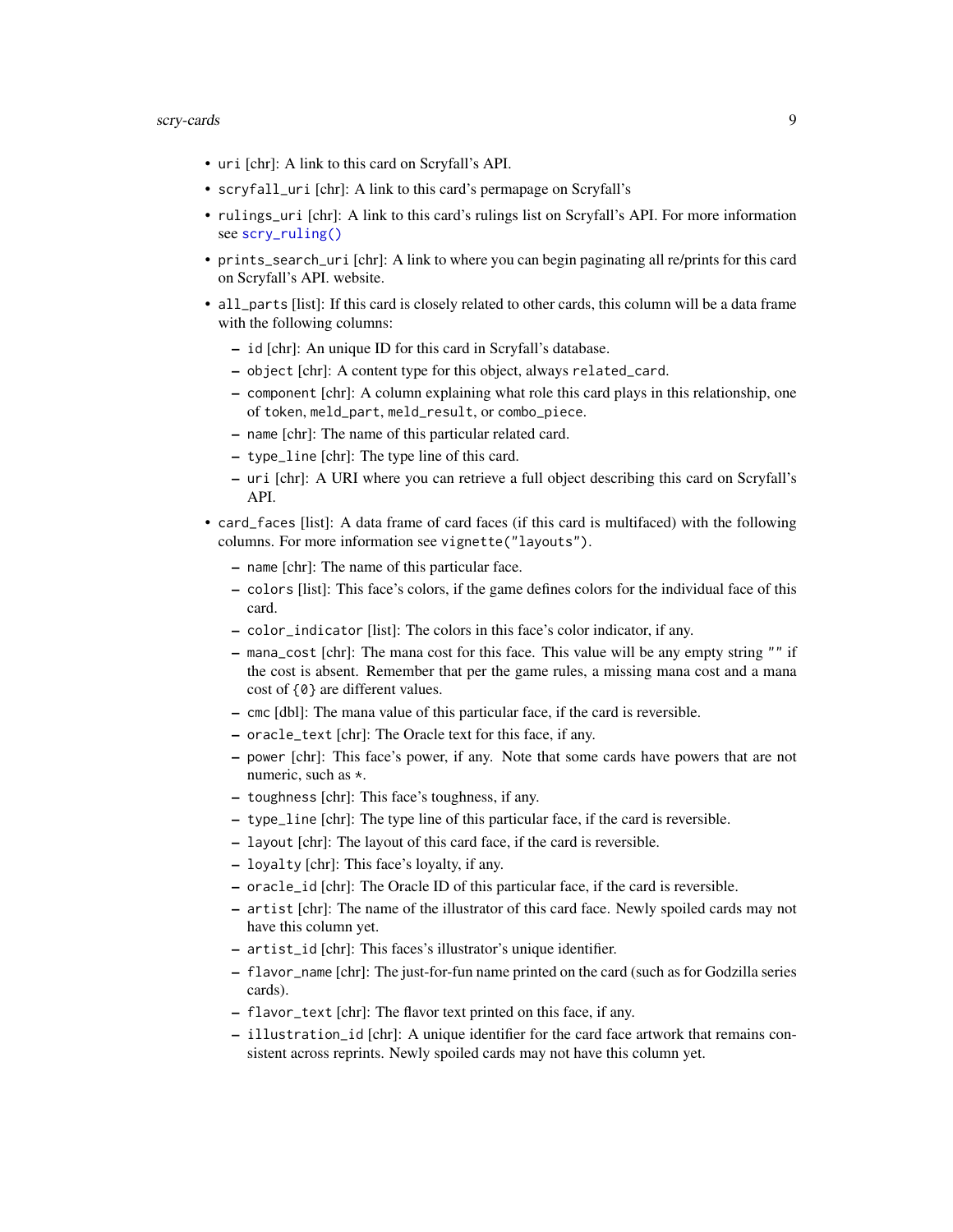- `uri` [chr]: A link to this card on Scryfall's API.
- `scryfall_uri` [chr]: A link to this card's permapage on Scryfall's
- `rulings_uri` [chr]: A link to this card's rulings list on Scryfall's API. For more information see `scry_ruling()`
- `prints_search_uri` [chr]: A link to where you can begin paginating all re/prints for this card on Scryfall's API. website.
- `all_parts` [list]: If this card is closely related to other cards, this column will be a data frame with the following columns:
  - `id` [chr]: An unique ID for this card in Scryfall's database.
  - `object` [chr]: A content type for this object, always `related_card`.
  - `component` [chr]: A column explaining what role this card plays in this relationship, one of `token`, `meld_part`, `meld_result`, or `combo_piece`.
  - `name` [chr]: The name of this particular related card.
  - `type_line` [chr]: The type line of this card.
  - `uri` [chr]: A URI where you can retrieve a full object describing this card on Scryfall's API.
- `card_faces` [list]: A data frame of card faces (if this card is multifaced) with the following columns. For more information see `vignette("layouts")`.
  - `name` [chr]: The name of this particular face.
  - `colors` [list]: This face's colors, if the game defines colors for the individual face of this card.
  - `color_indicator` [list]: The colors in this face's color indicator, if any.
  - `mana_cost` [chr]: The mana cost for this face. This value will be any empty string `""` if the cost is absent. Remember that per the game rules, a missing mana cost and a mana cost of `{0}` are different values.
  - `cmc` [dbl]: The mana value of this particular face, if the card is reversible.
  - `oracle_text` [chr]: The Oracle text for this face, if any.
  - `power` [chr]: This face's power, if any. Note that some cards have powers that are not numeric, such as `*`.
  - `toughness` [chr]: This face's toughness, if any.
  - `type_line` [chr]: The type line of this particular face, if the card is reversible.
  - `layout` [chr]: The layout of this card face, if the card is reversible.
  - `loyalty` [chr]: This face's loyalty, if any.
  - `oracle_id` [chr]: The Oracle ID of this particular face, if the card is reversible.
  - `artist` [chr]: The name of the illustrator of this card face. Newly spoiled cards may not have this column yet.
  - `artist_id` [chr]: This faces's illustrator's unique identifier.
  - `flavor_name` [chr]: The just-for-fun name printed on the card (such as for Godzilla series cards).
  - `flavor_text` [chr]: The flavor text printed on this face, if any.
  - `illustration_id` [chr]: A unique identifier for the card face artwork that remains consistent across reprints. Newly spoiled cards may not have this column yet.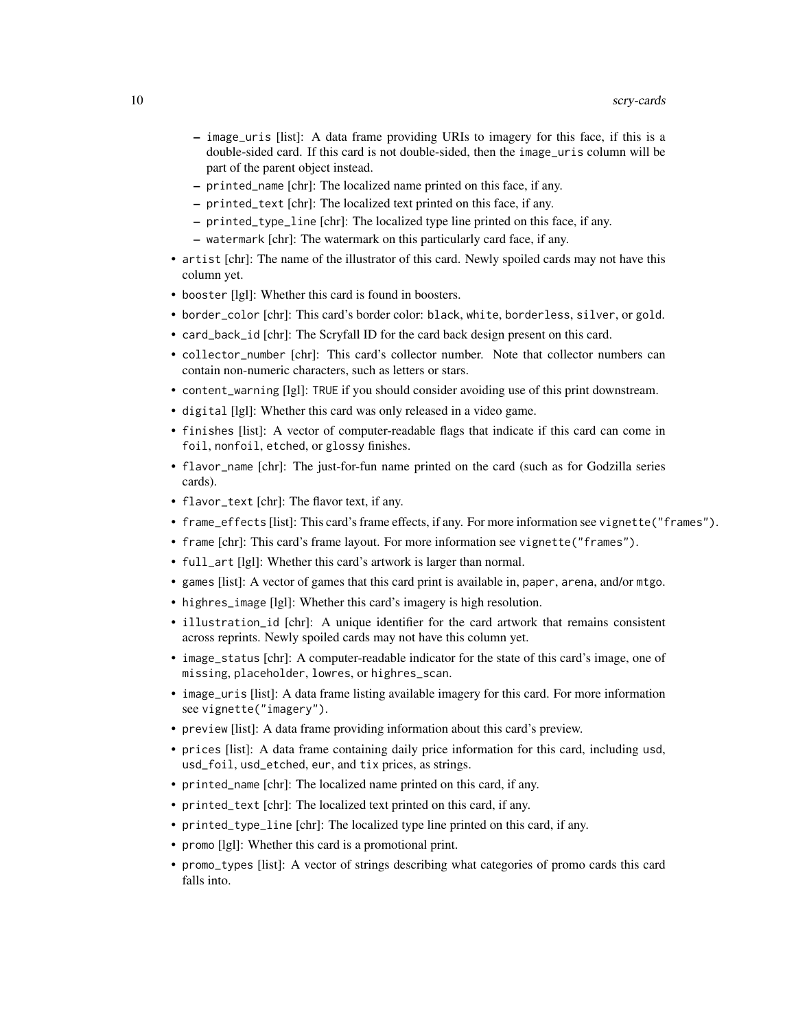- `image_uris` [list]: A data frame providing URIs to imagery for this face, if this is a double-sided card. If this card is not double-sided, then the `image_uris` column will be part of the parent object instead.
  - `printed_name` [chr]: The localized name printed on this face, if any.
  - `printed_text` [chr]: The localized text printed on this face, if any.
  - `printed_type_line` [chr]: The localized type line printed on this face, if any.
  - `watermark` [chr]: The watermark on this particularly card face, if any.

- `artist` [chr]: The name of the illustrator of this card. Newly spoiled cards may not have this column yet.
- `booster` [lgl]: Whether this card is found in boosters.
- `border_color` [chr]: This card's border color: `black`, `white`, `borderless`, `silver`, or `gold`.
- `card_back_id` [chr]: The Scryfall ID for the card back design present on this card.
- `collector_number` [chr]: This card's collector number. Note that collector numbers can contain non-numeric characters, such as letters or stars.
- `content_warning` [lgl]: `TRUE` if you should consider avoiding use of this print downstream.
- `digital` [lgl]: Whether this card was only released in a video game.
- `finishes` [list]: A vector of computer-readable flags that indicate if this card can come in `foil`, `nonfoil`, `etched`, or `glossy` finishes.
- `flavor_name` [chr]: The just-for-fun name printed on the card (such as for Godzilla series cards).
- `flavor_text` [chr]: The flavor text, if any.
- `frame_effects` [list]: This card's frame effects, if any. For more information see `vignette("frames")`.
- `frame` [chr]: This card's frame layout. For more information see `vignette("frames")`.
- `full_art` [lgl]: Whether this card's artwork is larger than normal.
- `games` [list]: A vector of games that this card print is available in, `paper`, `arena`, and/or `mtgo`.
- `highres_image` [lgl]: Whether this card's imagery is high resolution.
- `illustration_id` [chr]: A unique identifier for the card artwork that remains consistent across reprints. Newly spoiled cards may not have this column yet.
- `image_status` [chr]: A computer-readable indicator for the state of this card's image, one of `missing`, `placeholder`, `lowres`, or `highres_scan`.
- `image_uris` [list]: A data frame listing available imagery for this card. For more information see `vignette("imagery")`.
- `preview` [list]: A data frame providing information about this card's preview.
- `prices` [list]: A data frame containing daily price information for this card, including `usd`, `usd_foil`, `usd_etched`, `eur`, and `tix` prices, as strings.
- `printed_name` [chr]: The localized name printed on this card, if any.
- `printed_text` [chr]: The localized text printed on this card, if any.
- `printed_type_line` [chr]: The localized type line printed on this card, if any.
- `promo` [lgl]: Whether this card is a promotional print.
- `promo_types` [list]: A vector of strings describing what categories of promo cards this card falls into.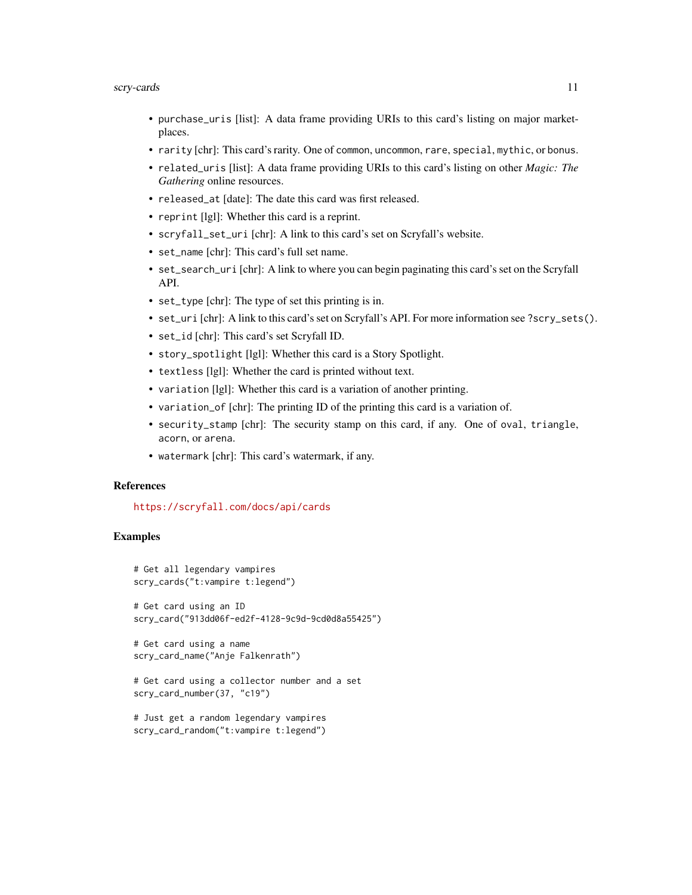- `purchase_uris` [list]: A data frame providing URIs to this card's listing on major marketplaces.
- `rarity` [chr]: This card's rarity. One of `common`, `uncommon`, `rare`, `special`, `mythic`, or `bonus`.
- `related_uris` [list]: A data frame providing URIs to this card's listing on other *Magic: The Gathering* online resources.
- `released_at` [date]: The date this card was first released.
- `reprint` [lgl]: Whether this card is a reprint.
- `scryfall_set_uri` [chr]: A link to this card's set on Scryfall's website.
- `set_name` [chr]: This card's full set name.
- `set_search_uri` [chr]: A link to where you can begin paginating this card's set on the Scryfall API.
- `set_type` [chr]: The type of set this printing is in.
- `set_uri` [chr]: A link to this card's set on Scryfall's API. For more information see `?scry_sets()`.
- `set_id` [chr]: This card's set Scryfall ID.
- `story_spotlight` [lgl]: Whether this card is a Story Spotlight.
- `textless` [lgl]: Whether the card is printed without text.
- `variation` [lgl]: Whether this card is a variation of another printing.
- `variation_of` [chr]: The printing ID of the printing this card is a variation of.
- `security_stamp` [chr]: The security stamp on this card, if any. One of `oval`, `triangle`, `acorn`, or `arena`.
- `watermark` [chr]: This card's watermark, if any.

## References

https://scryfall.com/docs/api/cards

## Examples

```
# Get all legendary vampires
scry_cards("t:vampire t:legend")

# Get card using an ID
scry_card("913dd06f-ed2f-4128-9c9d-9cd0d8a55425")

# Get card using a name
scry_card_name("Anje Falkenrath")

# Get card using a collector number and a set
scry_card_number(37, "c19")

# Just get a random legendary vampires
scry_card_random("t:vampire t:legend")
```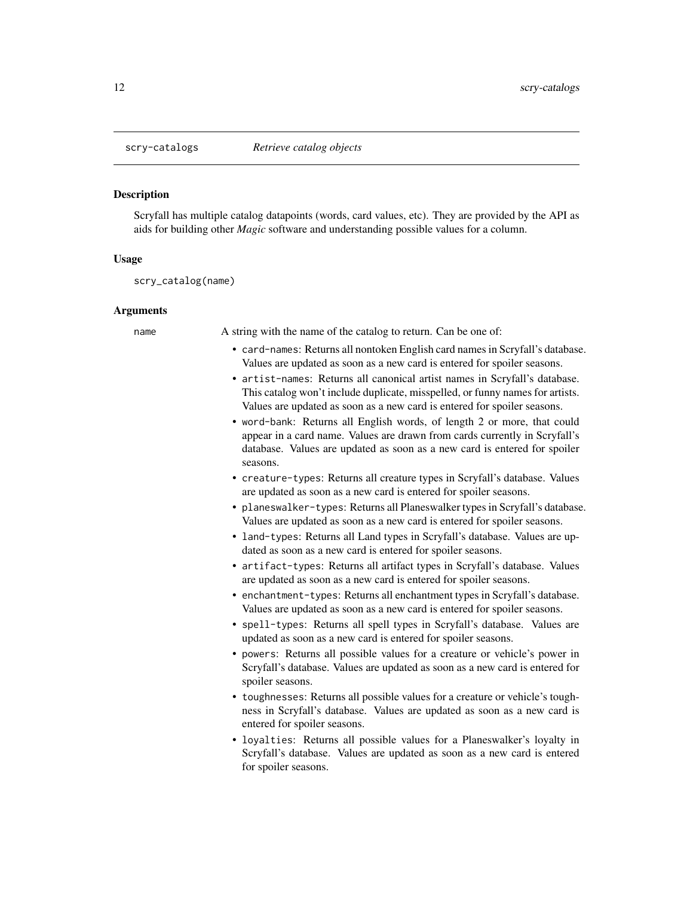## scry-catalogs — *Retrieve catalog objects*

### Description

Scryfall has multiple catalog datapoints (words, card values, etc). They are provided by the API as aids for building other *Magic* software and understanding possible values for a column.

### Usage

```
scry_catalog(name)
```

### Arguments

**name** A string with the name of the catalog to return. Can be one of:

- `card-names`: Returns all nontoken English card names in Scryfall's database. Values are updated as soon as a new card is entered for spoiler seasons.
- `artist-names`: Returns all canonical artist names in Scryfall's database. This catalog won't include duplicate, misspelled, or funny names for artists. Values are updated as soon as a new card is entered for spoiler seasons.
- `word-bank`: Returns all English words, of length 2 or more, that could appear in a card name. Values are drawn from cards currently in Scryfall's database. Values are updated as soon as a new card is entered for spoiler seasons.
- `creature-types`: Returns all creature types in Scryfall's database. Values are updated as soon as a new card is entered for spoiler seasons.
- `planeswalker-types`: Returns all Planeswalker types in Scryfall's database. Values are updated as soon as a new card is entered for spoiler seasons.
- `land-types`: Returns all Land types in Scryfall's database. Values are updated as soon as a new card is entered for spoiler seasons.
- `artifact-types`: Returns all artifact types in Scryfall's database. Values are updated as soon as a new card is entered for spoiler seasons.
- `enchantment-types`: Returns all enchantment types in Scryfall's database. Values are updated as soon as a new card is entered for spoiler seasons.
- `spell-types`: Returns all spell types in Scryfall's database. Values are updated as soon as a new card is entered for spoiler seasons.
- `powers`: Returns all possible values for a creature or vehicle's power in Scryfall's database. Values are updated as soon as a new card is entered for spoiler seasons.
- `toughnesses`: Returns all possible values for a creature or vehicle's toughness in Scryfall's database. Values are updated as soon as a new card is entered for spoiler seasons.
- `loyalties`: Returns all possible values for a Planeswalker's loyalty in Scryfall's database. Values are updated as soon as a new card is entered for spoiler seasons.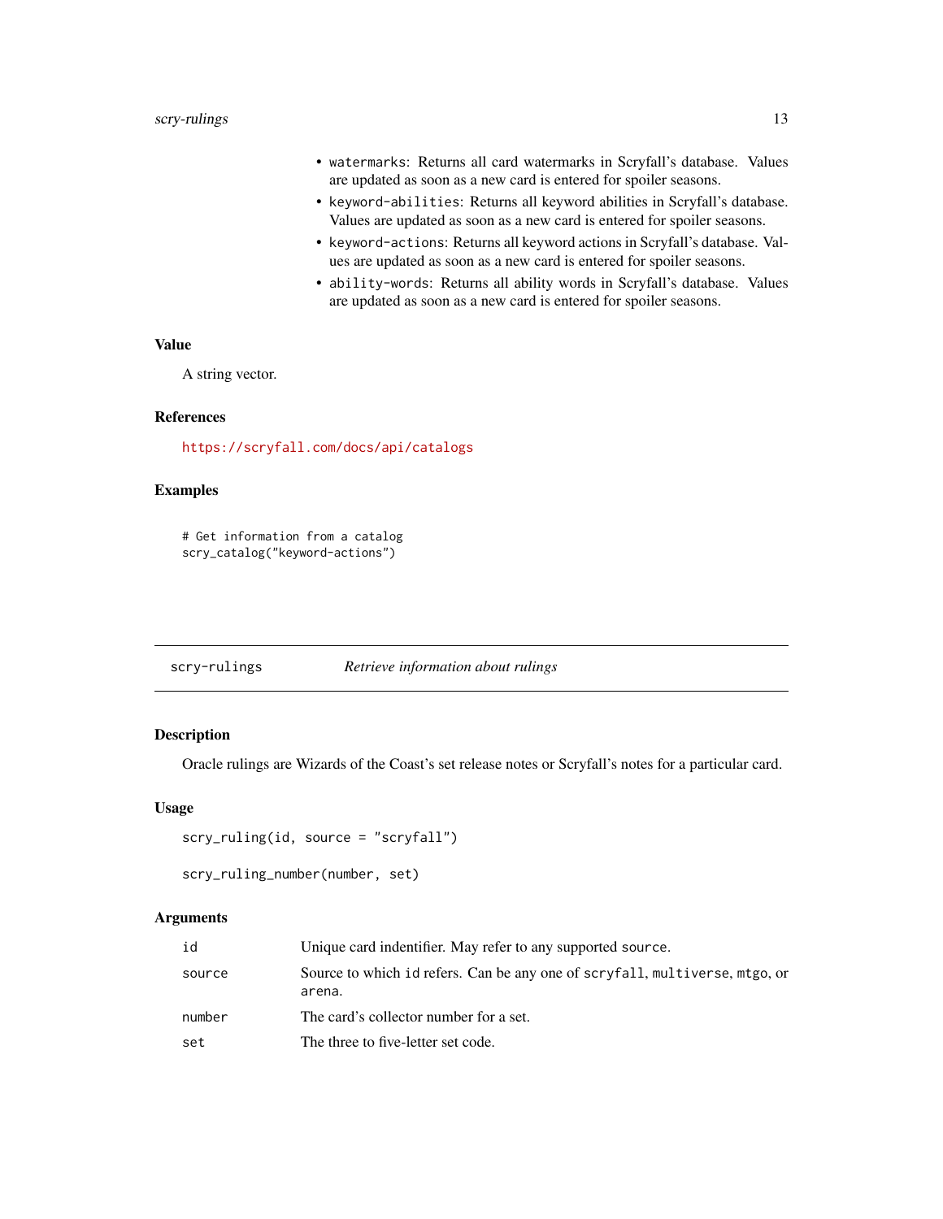- `watermarks`: Returns all card watermarks in Scryfall's database. Values are updated as soon as a new card is entered for spoiler seasons.
- `keyword-abilities`: Returns all keyword abilities in Scryfall's database. Values are updated as soon as a new card is entered for spoiler seasons.
- `keyword-actions`: Returns all keyword actions in Scryfall's database. Values are updated as soon as a new card is entered for spoiler seasons.
- `ability-words`: Returns all ability words in Scryfall's database. Values are updated as soon as a new card is entered for spoiler seasons.

### Value

A string vector.

### References

https://scryfall.com/docs/api/catalogs

### Examples

```
# Get information from a catalog
scry_catalog("keyword-actions")
```

---

## scry-rulings — *Retrieve information about rulings*

---

### Description

Oracle rulings are Wizards of the Coast's set release notes or Scryfall's notes for a particular card.

### Usage

```
scry_ruling(id, source = "scryfall")

scry_ruling_number(number, set)
```

### Arguments

| | |
|---|---|
| `id` | Unique card indentifier. May refer to any supported `source`. |
| `source` | Source to which `id` refers. Can be any one of `scryfall`, `multiverse`, `mtgo`, or `arena`. |
| `number` | The card's collector number for a set. |
| `set` | The three to five-letter set code. |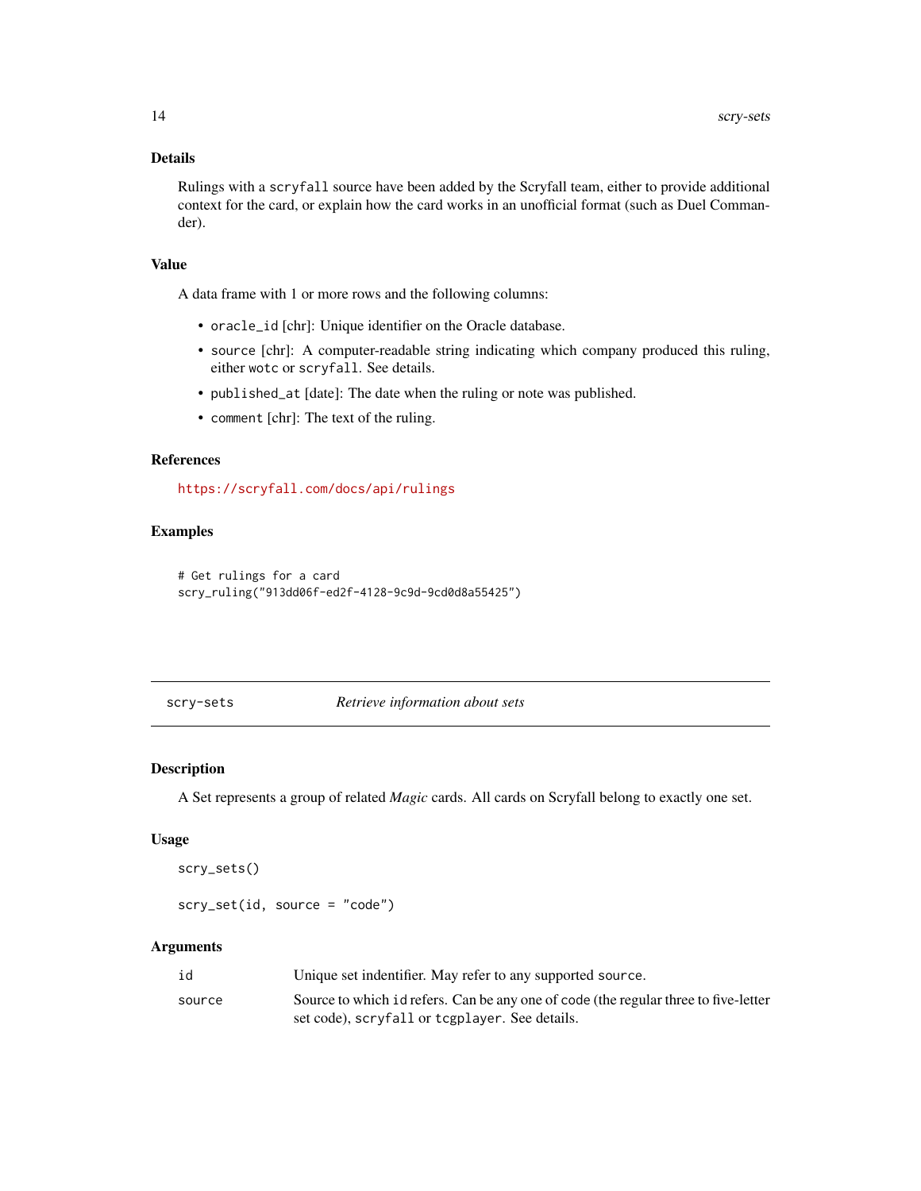### Details

Rulings with a `scryfall` source have been added by the Scryfall team, either to provide additional context for the card, or explain how the card works in an unofficial format (such as Duel Commander).

### Value

A data frame with 1 or more rows and the following columns:

- `oracle_id` [chr]: Unique identifier on the Oracle database.
- `source` [chr]: A computer-readable string indicating which company produced this ruling, either `wotc` or `scryfall`. See details.
- `published_at` [date]: The date when the ruling or note was published.
- `comment` [chr]: The text of the ruling.

### References

https://scryfall.com/docs/api/rulings

### Examples

```
# Get rulings for a card
scry_ruling("913dd06f-ed2f-4128-9c9d-9cd0d8a55425")
```

---

## scry-sets — *Retrieve information about sets*

### Description

A Set represents a group of related *Magic* cards. All cards on Scryfall belong to exactly one set.

### Usage

```
scry_sets()

scry_set(id, source = "code")
```

### Arguments

| | |
|---|---|
| `id` | Unique set indentifier. May refer to any supported `source`. |
| `source` | Source to which `id` refers. Can be any one of `code` (the regular three to five-letter set code), `scryfall` or `tcgplayer`. See details. |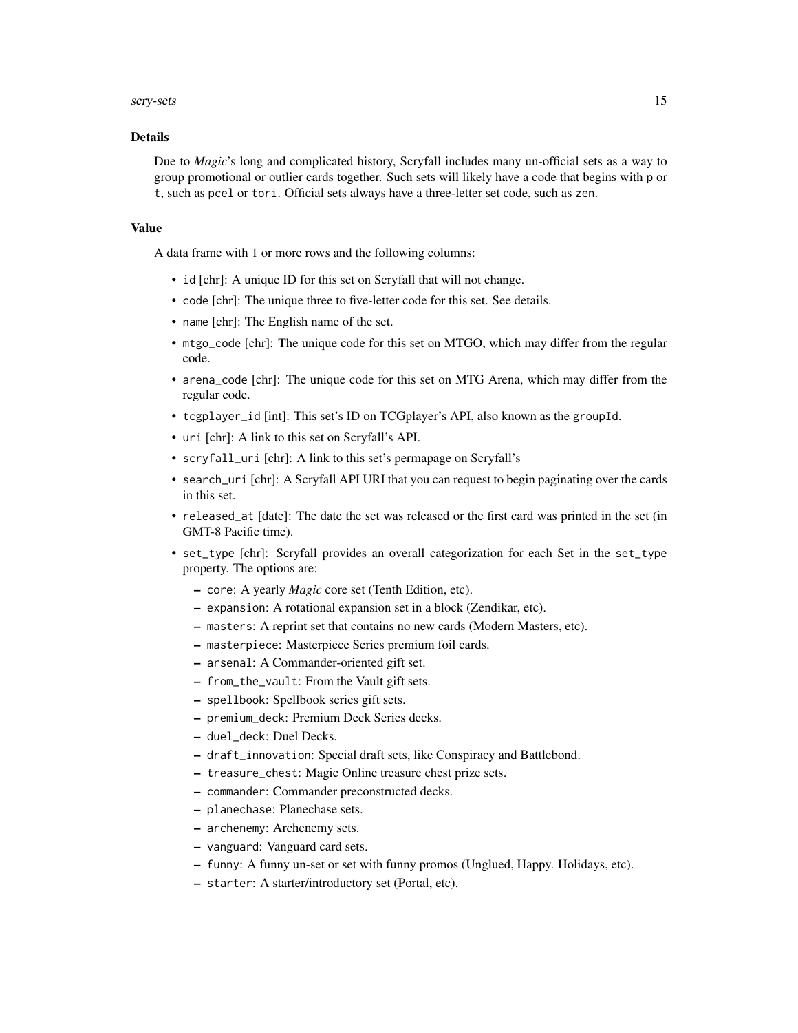## Details

Due to *Magic*'s long and complicated history, Scryfall includes many un-official sets as a way to group promotional or outlier cards together. Such sets will likely have a code that begins with p or t, such as pcel or tori. Official sets always have a three-letter set code, such as zen.

## Value

A data frame with 1 or more rows and the following columns:

- id [chr]: A unique ID for this set on Scryfall that will not change.
- code [chr]: The unique three to five-letter code for this set. See details.
- name [chr]: The English name of the set.
- mtgo_code [chr]: The unique code for this set on MTGO, which may differ from the regular code.
- arena_code [chr]: The unique code for this set on MTG Arena, which may differ from the regular code.
- tcgplayer_id [int]: This set's ID on TCGplayer's API, also known as the groupId.
- uri [chr]: A link to this set on Scryfall's API.
- scryfall_uri [chr]: A link to this set's permapage on Scryfall's
- search_uri [chr]: A Scryfall API URI that you can request to begin paginating over the cards in this set.
- released_at [date]: The date the set was released or the first card was printed in the set (in GMT-8 Pacific time).
- set_type [chr]: Scryfall provides an overall categorization for each Set in the set_type property. The options are:
  - core: A yearly *Magic* core set (Tenth Edition, etc).
  - expansion: A rotational expansion set in a block (Zendikar, etc).
  - masters: A reprint set that contains no new cards (Modern Masters, etc).
  - masterpiece: Masterpiece Series premium foil cards.
  - arsenal: A Commander-oriented gift set.
  - from_the_vault: From the Vault gift sets.
  - spellbook: Spellbook series gift sets.
  - premium_deck: Premium Deck Series decks.
  - duel_deck: Duel Decks.
  - draft_innovation: Special draft sets, like Conspiracy and Battlebond.
  - treasure_chest: Magic Online treasure chest prize sets.
  - commander: Commander preconstructed decks.
  - planechase: Planechase sets.
  - archenemy: Archenemy sets.
  - vanguard: Vanguard card sets.
  - funny: A funny un-set or set with funny promos (Unglued, Happy. Holidays, etc).
  - starter: A starter/introductory set (Portal, etc).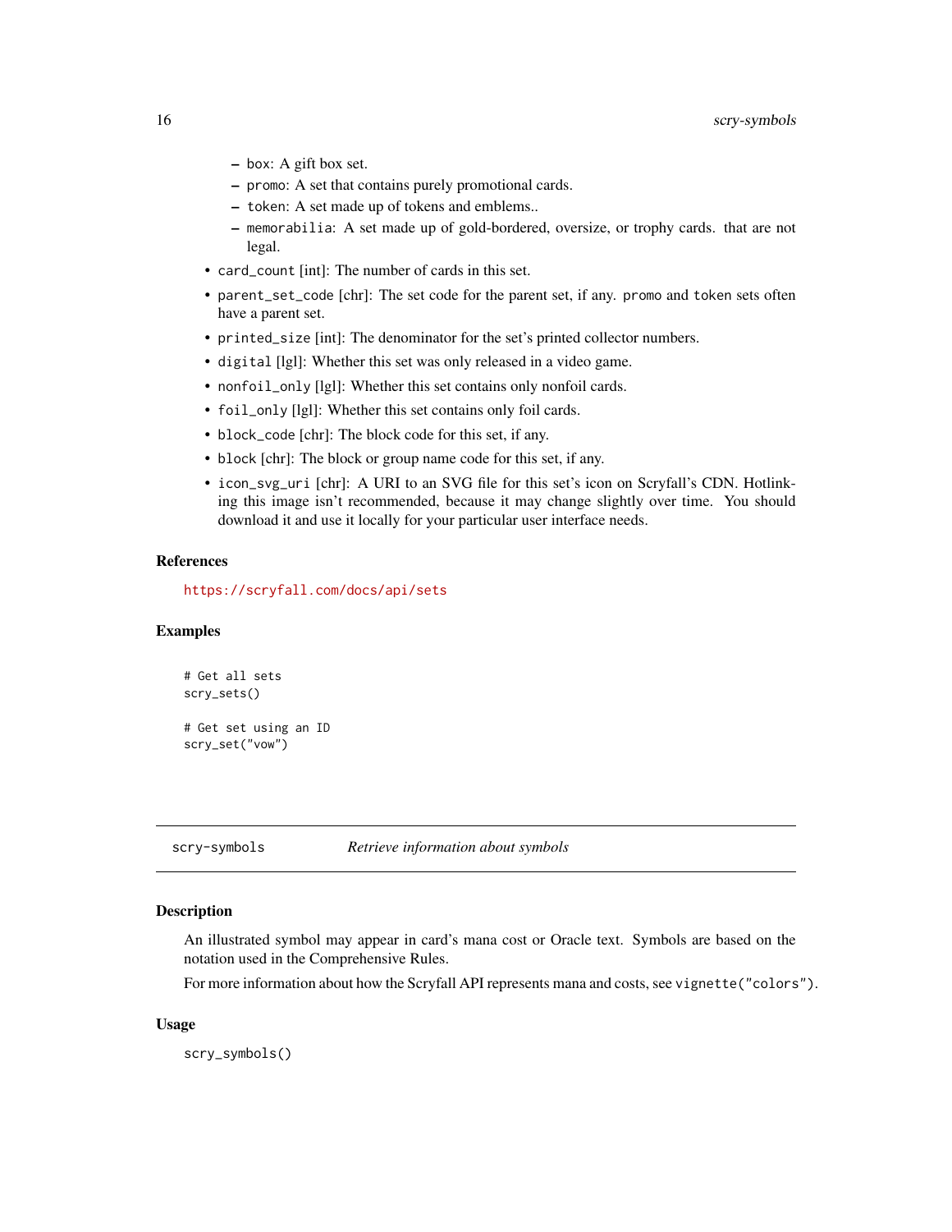- `box`: A gift box set.
  - `promo`: A set that contains purely promotional cards.
  - `token`: A set made up of tokens and emblems..
  - `memorabilia`: A set made up of gold-bordered, oversize, or trophy cards. that are not legal.
- `card_count` [int]: The number of cards in this set.
- `parent_set_code` [chr]: The set code for the parent set, if any. `promo` and `token` sets often have a parent set.
- `printed_size` [int]: The denominator for the set's printed collector numbers.
- `digital` [lgl]: Whether this set was only released in a video game.
- `nonfoil_only` [lgl]: Whether this set contains only nonfoil cards.
- `foil_only` [lgl]: Whether this set contains only foil cards.
- `block_code` [chr]: The block code for this set, if any.
- `block` [chr]: The block or group name code for this set, if any.
- `icon_svg_uri` [chr]: A URI to an SVG file for this set's icon on Scryfall's CDN. Hotlinking this image isn't recommended, because it may change slightly over time. You should download it and use it locally for your particular user interface needs.

### References

https://scryfall.com/docs/api/sets

### Examples

```
# Get all sets
scry_sets()

# Get set using an ID
scry_set("vow")
```

## scry-symbols    *Retrieve information about symbols*

### Description

An illustrated symbol may appear in card's mana cost or Oracle text. Symbols are based on the notation used in the Comprehensive Rules.

For more information about how the Scryfall API represents mana and costs, see `vignette("colors")`.

### Usage

```
scry_symbols()
```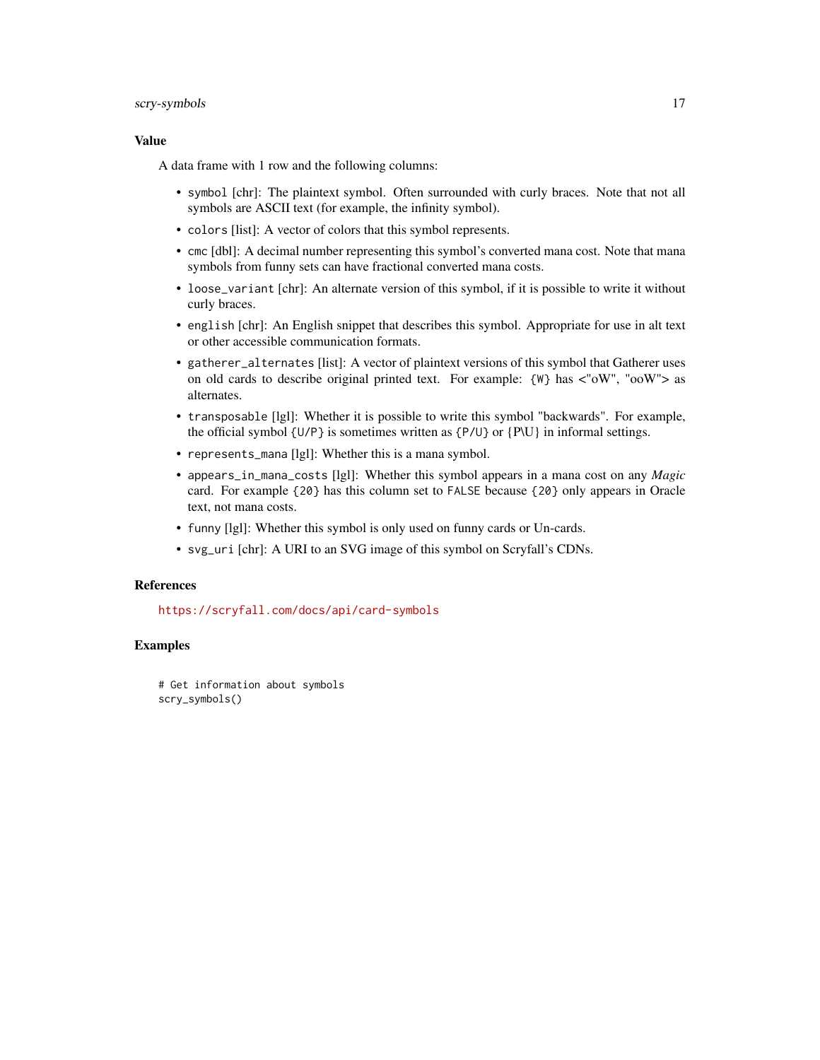## Value

A data frame with 1 row and the following columns:

- `symbol` [chr]: The plaintext symbol. Often surrounded with curly braces. Note that not all symbols are ASCII text (for example, the infinity symbol).
- `colors` [list]: A vector of colors that this symbol represents.
- `cmc` [dbl]: A decimal number representing this symbol's converted mana cost. Note that mana symbols from funny sets can have fractional converted mana costs.
- `loose_variant` [chr]: An alternate version of this symbol, if it is possible to write it without curly braces.
- `english` [chr]: An English snippet that describes this symbol. Appropriate for use in alt text or other accessible communication formats.
- `gatherer_alternates` [list]: A vector of plaintext versions of this symbol that Gatherer uses on old cards to describe original printed text. For example: `{W}` has <"oW", "ooW"> as alternates.
- `transposable` [lgl]: Whether it is possible to write this symbol "backwards". For example, the official symbol `{U/P}` is sometimes written as `{P/U}` or {P\U} in informal settings.
- `represents_mana` [lgl]: Whether this is a mana symbol.
- `appears_in_mana_costs` [lgl]: Whether this symbol appears in a mana cost on any *Magic* card. For example `{20}` has this column set to `FALSE` because `{20}` only appears in Oracle text, not mana costs.
- `funny` [lgl]: Whether this symbol is only used on funny cards or Un-cards.
- `svg_uri` [chr]: A URI to an SVG image of this symbol on Scryfall's CDNs.

## References

https://scryfall.com/docs/api/card-symbols

## Examples

```
# Get information about symbols
scry_symbols()
```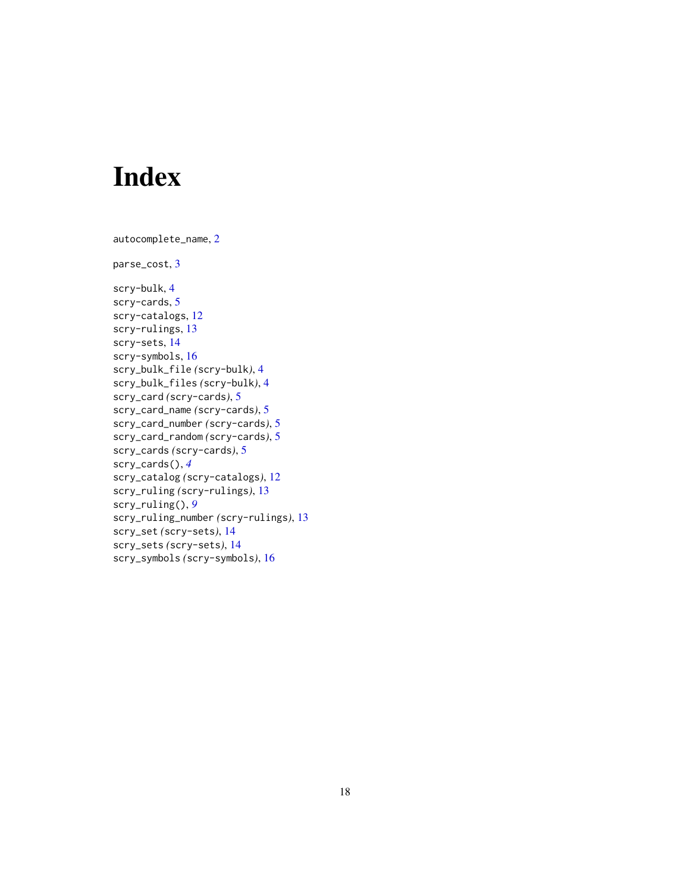# Index

autocomplete_name, 2

parse_cost, 3

scry-bulk, 4
scry-cards, 5
scry-catalogs, 12
scry-rulings, 13
scry-sets, 14
scry-symbols, 16
scry_bulk_file *(scry-bulk)*, 4
scry_bulk_files *(scry-bulk)*, 4
scry_card *(scry-cards)*, 5
scry_card_name *(scry-cards)*, 5
scry_card_number *(scry-cards)*, 5
scry_card_random *(scry-cards)*, 5
scry_cards *(scry-cards)*, 5
scry_cards(), *4*
scry_catalog *(scry-catalogs)*, 12
scry_ruling *(scry-rulings)*, 13
scry_ruling(), *9*
scry_ruling_number *(scry-rulings)*, 13
scry_set *(scry-sets)*, 14
scry_sets *(scry-sets)*, 14
scry_symbols *(scry-symbols)*, 16